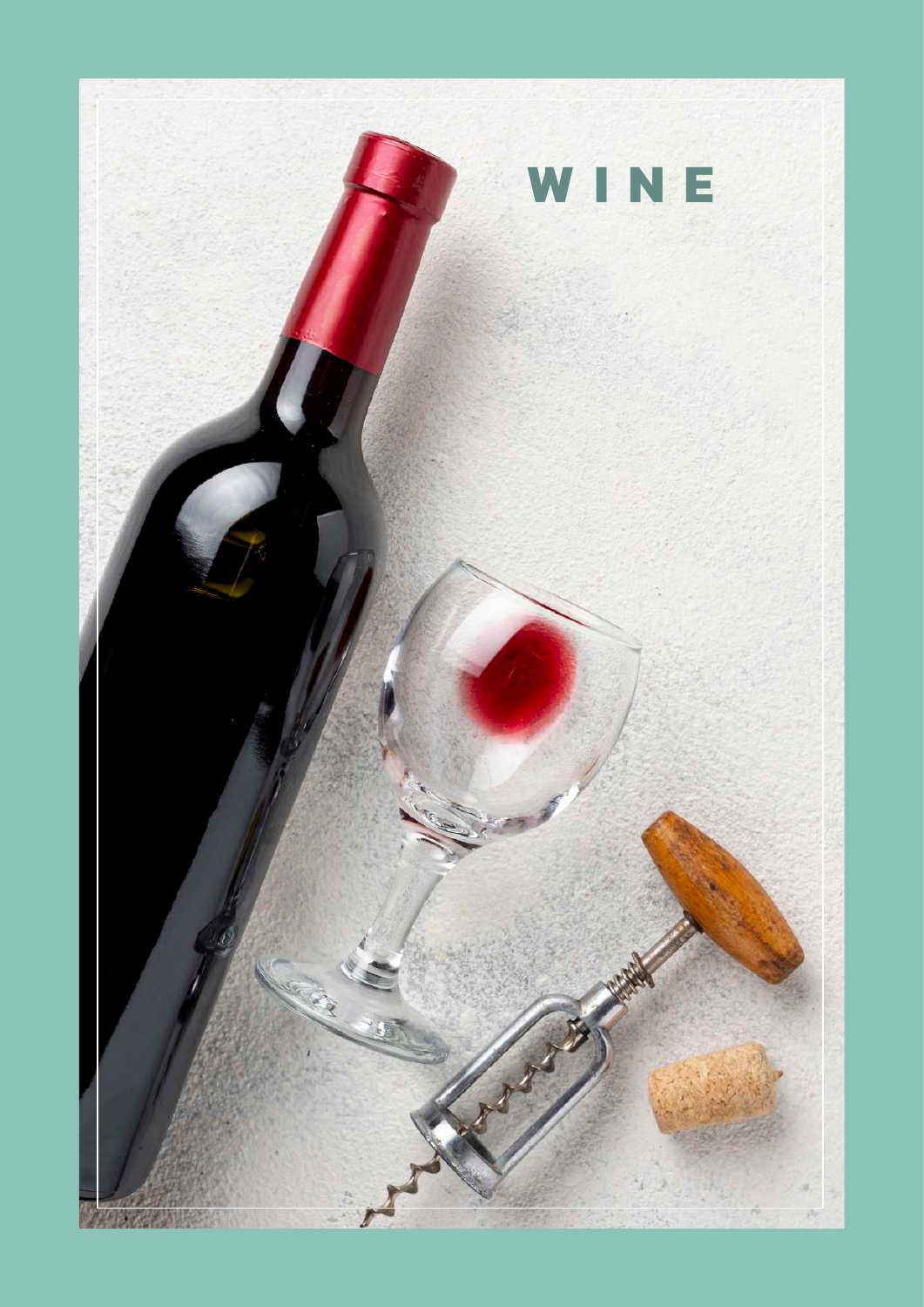# WINE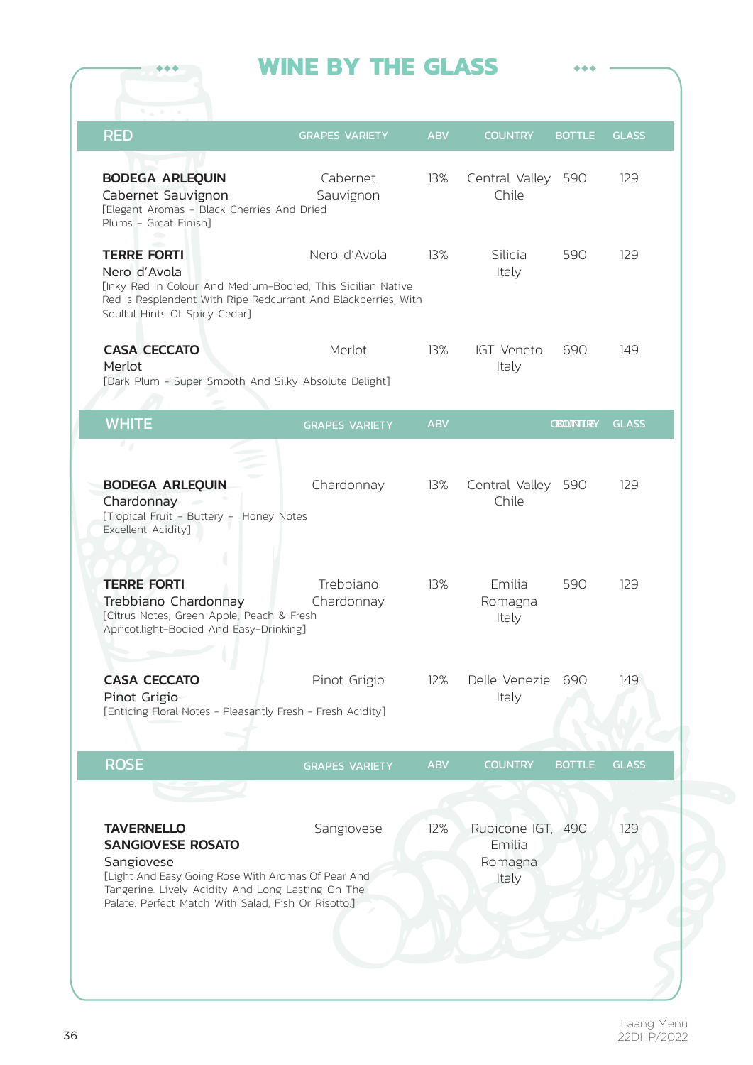# WINE BY THE GLASS

| RED | GRAPES VARIETY | ABV | COUNTRY | BOTTLE | GLASS |
|---|---|---|---|---|---|
| **BODEGA ARLEQUIN** Cabernet Sauvignon [Elegant Aromas - Black Cherries And Dried Plums - Great Finish] | Cabernet Sauvignon | 13% | Central Valley Chile | 590 | 129 |
| **TERRE FORTI** Nero d'Avola [Inky Red In Colour And Medium-Bodied, This Sicilian Native Red Is Resplendent With Ripe Redcurrant And Blackberries, With Soulful Hints Of Spicy Cedar] | Nero d'Avola | 13% | Silicia Italy | 590 | 129 |
| **CASA CECCATO** Merlot [Dark Plum - Super Smooth And Silky Absolute Delight] | Merlot | 13% | IGT Veneto Italy | 690 | 149 |

| WHITE | GRAPES VARIETY | ABV | COUNTRY | BOTTLE | GLASS |
|---|---|---|---|---|---|
| **BODEGA ARLEQUIN** Chardonnay [Tropical Fruit - Buttery - Honey Notes Excellent Acidity] | Chardonnay | 13% | Central Valley Chile | 590 | 129 |
| **TERRE FORTI** Trebbiano Chardonnay [Citrus Notes, Green Apple, Peach & Fresh Apricot.light-Bodied And Easy-Drinking] | Trebbiano Chardonnay | 13% | Emilia Romagna Italy | 590 | 129 |
| **CASA CECCATO** Pinot Grigio [Enticing Floral Notes - Pleasantly Fresh - Fresh Acidity] | Pinot Grigio | 12% | Delle Venezie Italy | 690 | 149 |

| ROSE | GRAPES VARIETY | ABV | COUNTRY | BOTTLE | GLASS |
|---|---|---|---|---|---|
| **TAVERNELLO SANGIOVESE ROSATO** Sangiovese [Light And Easy Going Rose With Aromas Of Pear And Tangerine. Lively Acidity And Long Lasting On The Palate. Perfect Match With Salad, Fish Or Risotto.] | Sangiovese | 12% | Rubicone IGT, Emilia Romagna Italy | 490 | 129 |

Laang Menu 22DHP/2022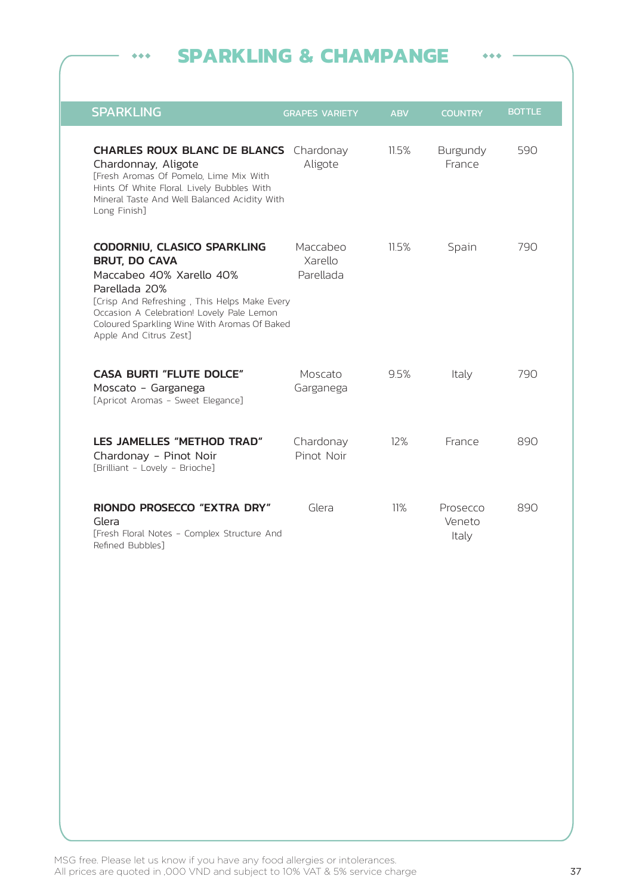# SPARKLING & CHAMPANGE

| SPARKLING | GRAPES VARIETY | ABV | COUNTRY | BOTTLE |
|---|---|---|---|---|
| **CHARLES ROUX BLANC DE BLANCS**<br>Chardonnay, Aligote<br>[Fresh Aromas Of Pomelo, Lime Mix With Hints Of White Floral. Lively Bubbles With Mineral Taste And Well Balanced Acidity With Long Finish] | Chardonay<br>Aligote | 11.5% | Burgundy<br>France | 590 |
| **CODORNIU, CLASICO SPARKLING BRUT, DO CAVA**<br>Maccabeo 40% Xarello 40% Parellada 20%<br>[Crisp And Refreshing , This Helps Make Every Occasion A Celebration! Lovely Pale Lemon Coloured Sparkling Wine With Aromas Of Baked Apple And Citrus Zest] | Maccabeo<br>Xarello<br>Parellada | 11.5% | Spain | 790 |
| **CASA BURTI "FLUTE DOLCE"**<br>Moscato - Garganega<br>[Apricot Aromas - Sweet Elegance] | Moscato<br>Garganega | 9.5% | Italy | 790 |
| **LES JAMELLES "METHOD TRAD"**<br>Chardonay - Pinot Noir<br>[Brilliant - Lovely - Brioche] | Chardonay<br>Pinot Noir | 12% | France | 890 |
| **RIONDO PROSECCO "EXTRA DRY"**<br>Glera<br>[Fresh Floral Notes - Complex Structure And Refined Bubbles] | Glera | 11% | Prosecco<br>Veneto<br>Italy | 890 |

MSG free. Please let us know if you have any food allergies or intolerances.
All prices are quoted in ,000 VND and subject to 10% VAT & 5% service charge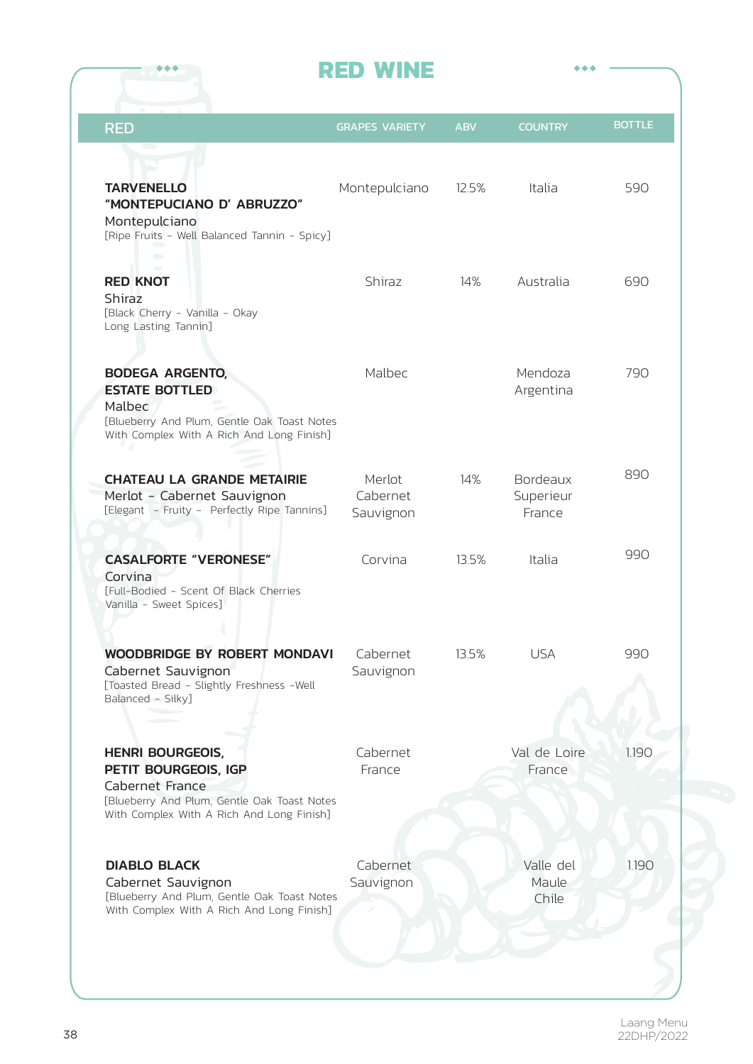# RED WINE

| RED | GRAPES VARIETY | ABV | COUNTRY | BOTTLE |
|---|---|---|---|---|
| **TARVENELLO “MONTEPUCIANO D’ ABRUZZO”** Montepulciano [Ripe Fruits - Well Balanced Tannin - Spicy] | Montepulciano | 12.5% | Italia | 590 |
| **RED KNOT** Shiraz [Black Cherry - Vanilla - Okay Long Lasting Tannin] | Shiraz | 14% | Australia | 690 |
| **BODEGA ARGENTO, ESTATE BOTTLED** Malbec [Blueberry And Plum, Gentle Oak Toast Notes With Complex With A Rich And Long Finish] | Malbec | | Mendoza Argentina | 790 |
| **CHATEAU LA GRANDE METAIRIE** Merlot - Cabernet Sauvignon [Elegant - Fruity - Perfectly Ripe Tannins] | Merlot Cabernet Sauvignon | 14% | Bordeaux Superieur France | 890 |
| **CASALFORTE “VERONESE”** Corvina [Full-Bodied - Scent Of Black Cherries Vanilla - Sweet Spices] | Corvina | 13.5% | Italia | 990 |
| **WOODBRIDGE BY ROBERT MONDAVI** Cabernet Sauvignon [Toasted Bread - Slightly Freshness -Well Balanced - Silky] | Cabernet Sauvignon | 13.5% | USA | 990 |
| **HENRI BOURGEOIS, PETIT BOURGEOIS, IGP** Cabernet France [Blueberry And Plum, Gentle Oak Toast Notes With Complex With A Rich And Long Finish] | Cabernet France | | Val de Loire France | 1.190 |
| **DIABLO BLACK** Cabernet Sauvignon [Blueberry And Plum, Gentle Oak Toast Notes With Complex With A Rich And Long Finish] | Cabernet Sauvignon | | Valle del Maule Chile | 1.190 |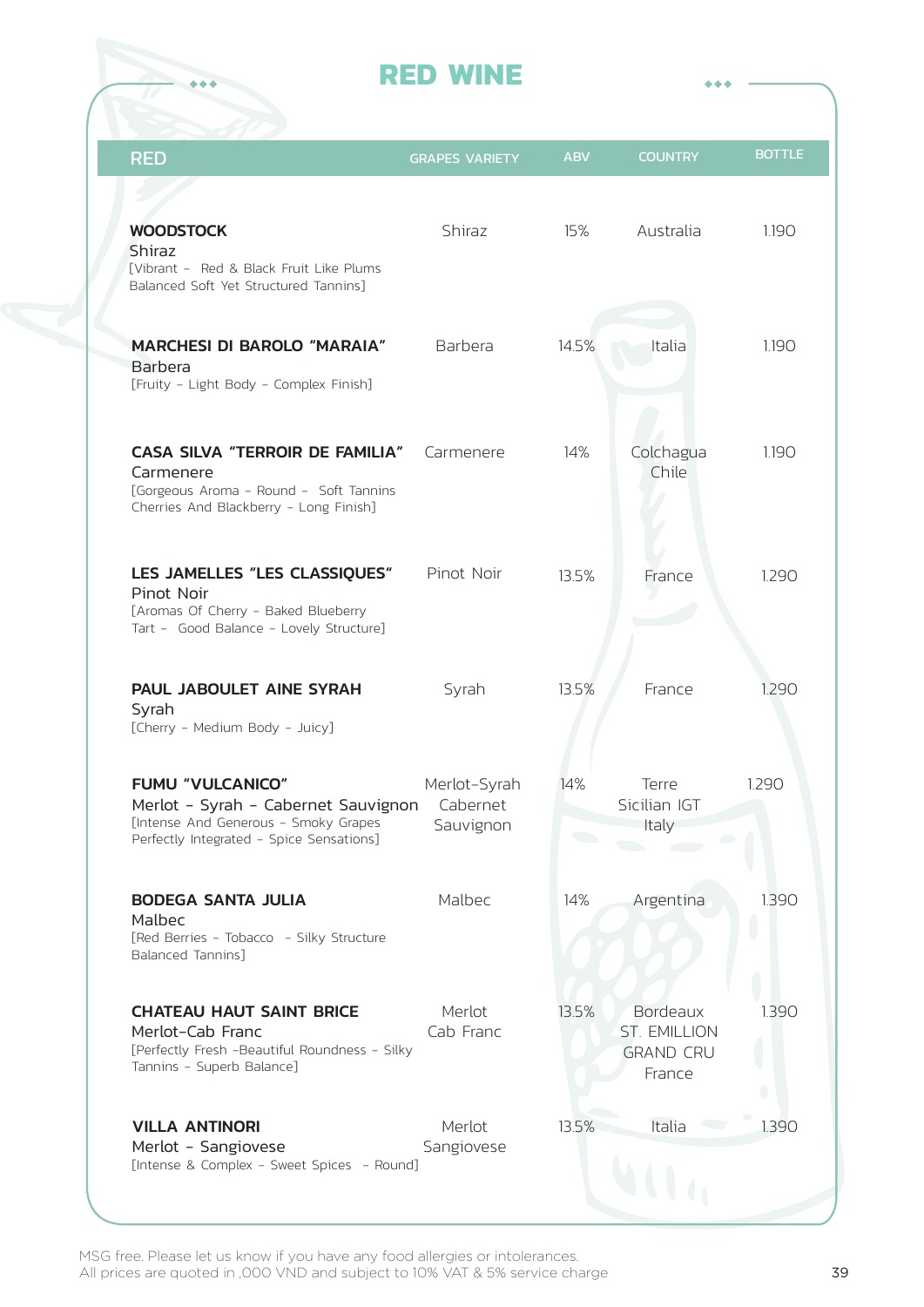# RED WINE

| RED | GRAPES VARIETY | ABV | COUNTRY | BOTTLE |
|---|---|---|---|---|
| **WOODSTOCK**<br>Shiraz<br>[Vibrant - Red & Black Fruit Like Plums Balanced Soft Yet Structured Tannins] | Shiraz | 15% | Australia | 1.190 |
| **MARCHESI DI BAROLO "MARAIA"**<br>Barbera<br>[Fruity - Light Body - Complex Finish] | Barbera | 14.5% | Italia | 1.190 |
| **CASA SILVA "TERROIR DE FAMILIA"**<br>Carmenere<br>[Gorgeous Aroma - Round - Soft Tannins Cherries And Blackberry - Long Finish] | Carmenere | 14% | Colchagua Chile | 1.190 |
| **LES JAMELLES "LES CLASSIQUES"**<br>Pinot Noir<br>[Aromas Of Cherry - Baked Blueberry Tart - Good Balance - Lovely Structure] | Pinot Noir | 13.5% | France | 1.290 |
| **PAUL JABOULET AINE SYRAH**<br>Syrah<br>[Cherry - Medium Body - Juicy] | Syrah | 13.5% | France | 1.290 |
| **FUMU "VULCANICO"**<br>Merlot - Syrah - Cabernet Sauvignon<br>[Intense And Generous - Smoky Grapes Perfectly Integrated - Spice Sensations] | Merlot-Syrah Cabernet Sauvignon | 14% | Terre Sicilian IGT Italy | 1.290 |
| **BODEGA SANTA JULIA**<br>Malbec<br>[Red Berries - Tobacco - Silky Structure Balanced Tannins] | Malbec | 14% | Argentina | 1.390 |
| **CHATEAU HAUT SAINT BRICE**<br>Merlot-Cab Franc<br>[Perfectly Fresh -Beautiful Roundness - Silky Tannins - Superb Balance] | Merlot Cab Franc | 13.5% | Bordeaux ST. EMILLION GRAND CRU France | 1.390 |
| **VILLA ANTINORI**<br>Merlot - Sangiovese<br>[Intense & Complex - Sweet Spices - Round] | Merlot Sangiovese | 13.5% | Italia | 1.390 |

MSG free. Please let us know if you have any food allergies or intolerances.
All prices are quoted in ,000 VND and subject to 10% VAT & 5% service charge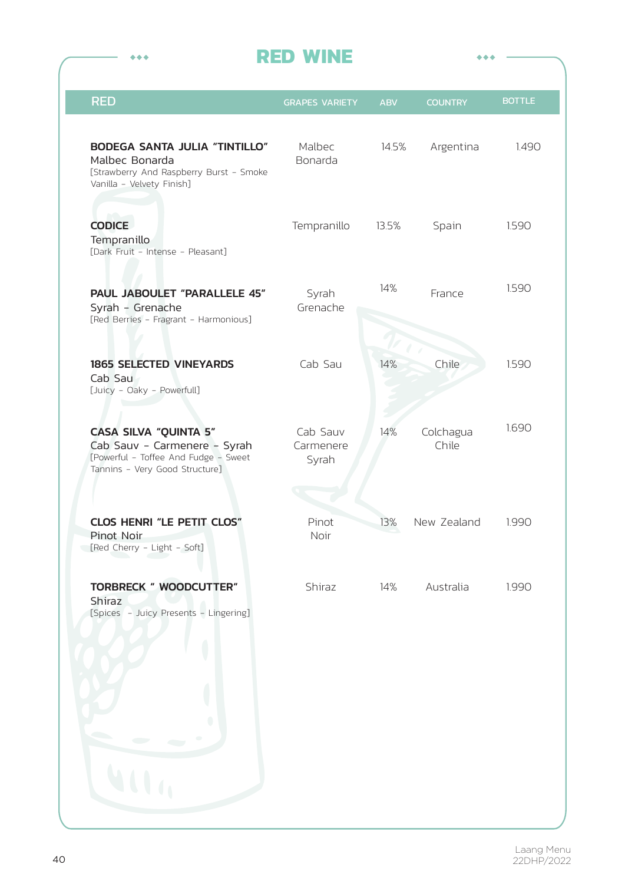# RED WINE

| RED | GRAPES VARIETY | ABV | COUNTRY | BOTTLE |
|---|---|---|---|---|
| **BODEGA SANTA JULIA "TINTILLO"** Malbec Bonarda [Strawberry And Raspberry Burst - Smoke Vanilla - Velvety Finish] | Malbec Bonarda | 14.5% | Argentina | 1.490 |
| **CODICE** Tempranillo [Dark Fruit - Intense - Pleasant] | Tempranillo | 13.5% | Spain | 1.590 |
| **PAUL JABOULET "PARALLELE 45"** Syrah - Grenache [Red Berries - Fragrant - Harmonious] | Syrah Grenache | 14% | France | 1.590 |
| **1865 SELECTED VINEYARDS** Cab Sau [Juicy - Oaky - Powerfull] | Cab Sau | 14% | Chile | 1.590 |
| **CASA SILVA "QUINTA 5"** Cab Sauv - Carmenere - Syrah [Powerful - Toffee And Fudge - Sweet Tannins - Very Good Structure] | Cab Sauv Carmenere Syrah | 14% | Colchagua Chile | 1.690 |
| **CLOS HENRI "LE PETIT CLOS"** Pinot Noir [Red Cherry - Light - Soft] | Pinot Noir | 13% | New Zealand | 1.990 |
| **TORBRECK " WOODCUTTER"** Shiraz [Spices - Juicy Presents - Lingering] | Shiraz | 14% | Australia | 1.990 |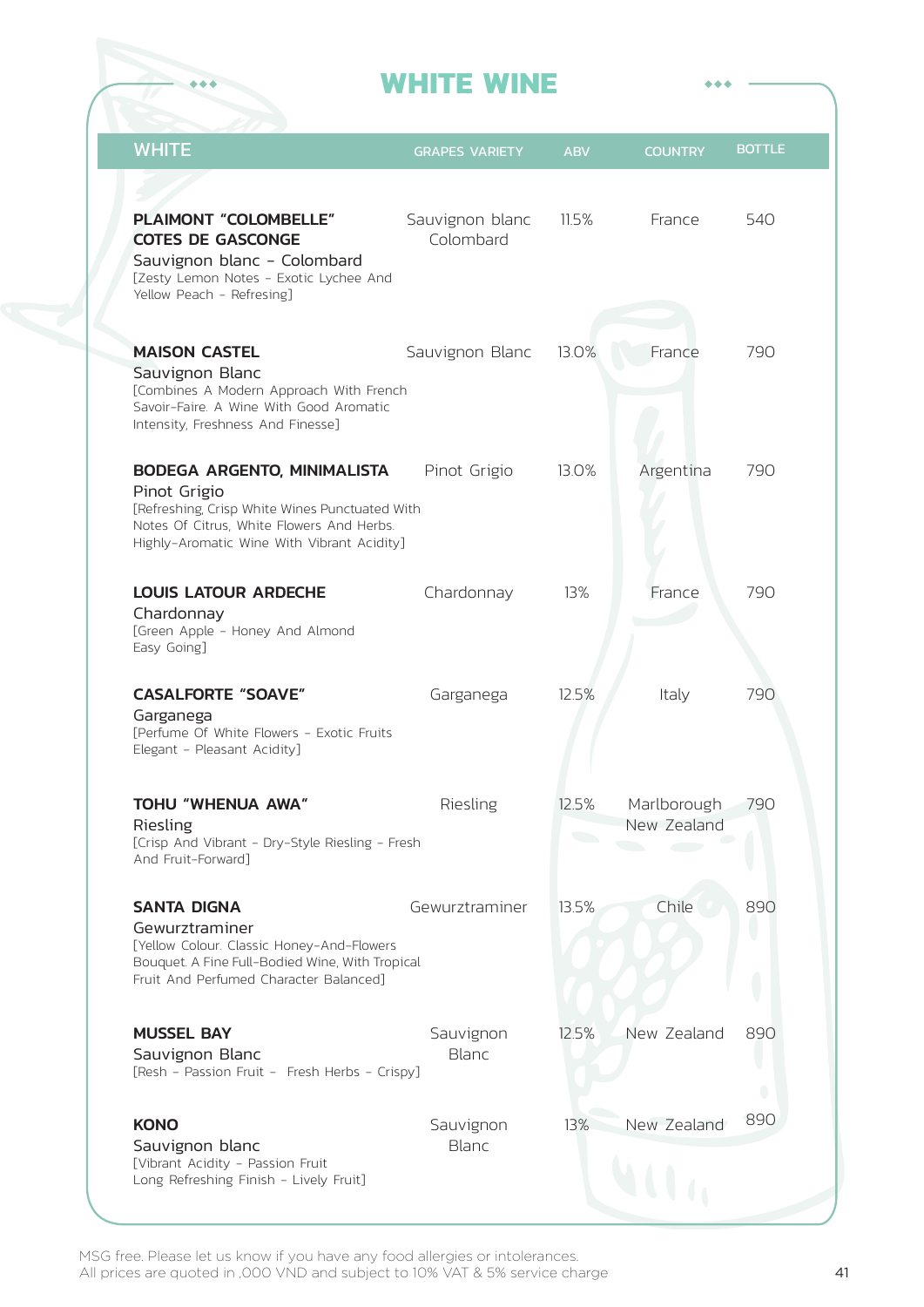# WHITE WINE

| WHITE | GRAPES VARIETY | ABV | COUNTRY | BOTTLE |
|---|---|---|---|---|
| **PLAIMONT "COLOMBELLE" COTES DE GASCONGE**<br>Sauvignon blanc - Colombard<br>[Zesty Lemon Notes - Exotic Lychee And Yellow Peach - Refresing] | Sauvignon blanc Colombard | 11.5% | France | 540 |
| **MAISON CASTEL**<br>Sauvignon Blanc<br>[Combines A Modern Approach With French Savoir-Faire. A Wine With Good Aromatic Intensity, Freshness And Finesse] | Sauvignon Blanc | 13.0% | France | 790 |
| **BODEGA ARGENTO, MINIMALISTA**<br>Pinot Grigio<br>[Refreshing, Crisp White Wines Punctuated With Notes Of Citrus, White Flowers And Herbs. Highly-Aromatic Wine With Vibrant Acidity] | Pinot Grigio | 13.0% | Argentina | 790 |
| **LOUIS LATOUR ARDECHE**<br>Chardonnay<br>[Green Apple - Honey And Almond Easy Going] | Chardonnay | 13% | France | 790 |
| **CASALFORTE "SOAVE"**<br>Garganega<br>[Perfume Of White Flowers - Exotic Fruits Elegant - Pleasant Acidity] | Garganega | 12.5% | Italy | 790 |
| **TOHU "WHENUA AWA"**<br>Riesling<br>[Crisp And Vibrant - Dry-Style Riesling - Fresh And Fruit-Forward] | Riesling | 12.5% | Marlborough New Zealand | 790 |
| **SANTA DIGNA**<br>Gewurztraminer<br>[Yellow Colour. Classic Honey-And-Flowers Bouquet. A Fine Full-Bodied Wine, With Tropical Fruit And Perfumed Character Balanced] | Gewurztraminer | 13.5% | Chile | 890 |
| **MUSSEL BAY**<br>Sauvignon Blanc<br>[Resh - Passion Fruit - Fresh Herbs - Crispy] | Sauvignon Blanc | 12.5% | New Zealand | 890 |
| **KONO**<br>Sauvignon blanc<br>[Vibrant Acidity - Passion Fruit Long Refreshing Finish - Lively Fruit] | Sauvignon Blanc | 13% | New Zealand | 890 |

MSG free. Please let us know if you have any food allergies or intolerances.
All prices are quoted in ,000 VND and subject to 10% VAT & 5% service charge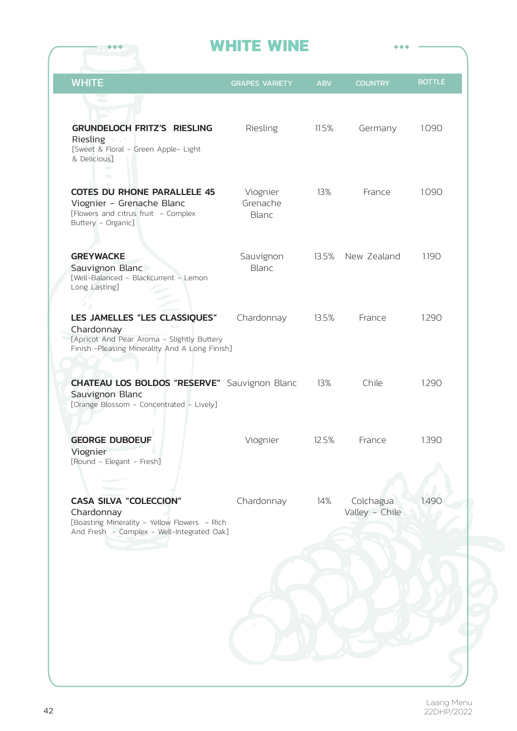# WHITE WINE

| WHITE | GRAPES VARIETY | ABV | COUNTRY | BOTTLE |
|---|---|---|---|---|
| **GRUNDELOCH FRITZ'S RIESLING**<br>Riesling<br>[Sweet & Floral - Green Apple- Light & Delicious] | Riesling | 11.5% | Germany | 1.090 |
| **COTES DU RHONE PARALLELE 45**<br>Viognier - Grenache Blanc<br>[Flowers and citrus fruit - Complex Buttery - Organic] | Viognier Grenache Blanc | 13% | France | 1.090 |
| **GREYWACKE**<br>Sauvignon Blanc<br>[Well-Balanced - Blackcurrent - Lemon Long Lasting] | Sauvignon Blanc | 13.5% | New Zealand | 1.190 |
| **LES JAMELLES "LES CLASSIQUES"**<br>Chardonnay<br>[Apricot And Pear Aroma - Slightly Buttery Finish -Pleasing Minerality And A Long Finish] | Chardonnay | 13.5% | France | 1.290 |
| **CHATEAU LOS BOLDOS "RESERVE"**<br>Sauvignon Blanc<br>[Orange Blossom - Concentrated - Lively] | Sauvignon Blanc | 13% | Chile | 1.290 |
| **GEORGE DUBOEUF**<br>Viognier<br>[Round - Elegant - Fresh] | Viognier | 12.5% | France | 1.390 |
| **CASA SILVA "COLECCION"**<br>Chardonnay<br>[Boasting Minerality - Yellow Flowers - Rich And Fresh - Complex - Well-Integrated Oak] | Chardonnay | 14% | Colchagua Valley - Chile | 1.490 |

Laang Menu
22DHP/2022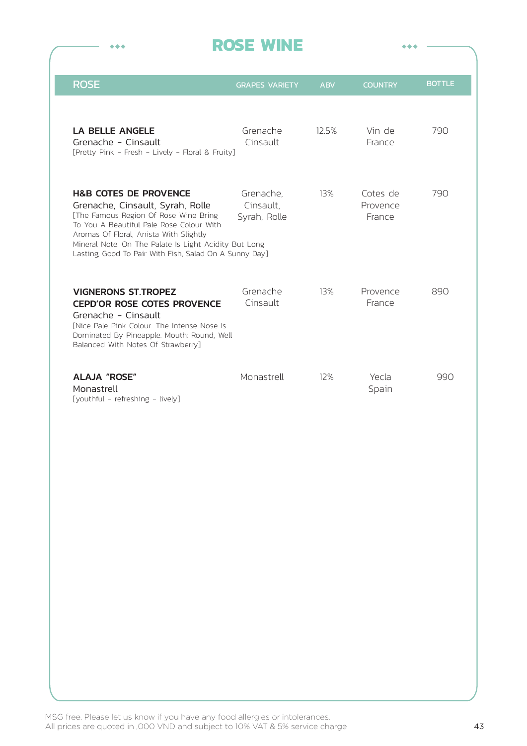# ROSE WINE

| ROSE | GRAPES VARIETY | ABV | COUNTRY | BOTTLE |
|---|---|---|---|---|
| **LA BELLE ANGELE**<br>Grenache - Cinsault<br>[Pretty Pink - Fresh - Lively - Floral & Fruity] | Grenache Cinsault | 12.5% | Vin de France | 790 |
| **H&B COTES DE PROVENCE**<br>Grenache, Cinsault, Syrah, Rolle<br>[The Famous Region Of Rose Wine Bring To You A Beautiful Pale Rose Colour With Aromas Of Floral, Anista With Slightly Mineral Note. On The Palate Is Light Acidity But Long Lasting, Good To Pair With Fish, Salad On A Sunny Day] | Grenache, Cinsault, Syrah, Rolle | 13% | Cotes de Provence France | 790 |
| **VIGNERONS ST.TROPEZ CEPD'OR ROSE COTES PROVENCE**<br>Grenache - Cinsault<br>[Nice Pale Pink Colour. The Intense Nose Is Dominated By Pineapple. Mouth: Round, Well Balanced With Notes Of Strawberry] | Grenache Cinsault | 13% | Provence France | 890 |
| **ALAJA "ROSE"**<br>Monastrell<br>[youthful - refreshing - lively] | Monastrell | 12% | Yecla Spain | 990 |

MSG free. Please let us know if you have any food allergies or intolerances.
All prices are quoted in ,000 VND and subject to 10% VAT & 5% service charge